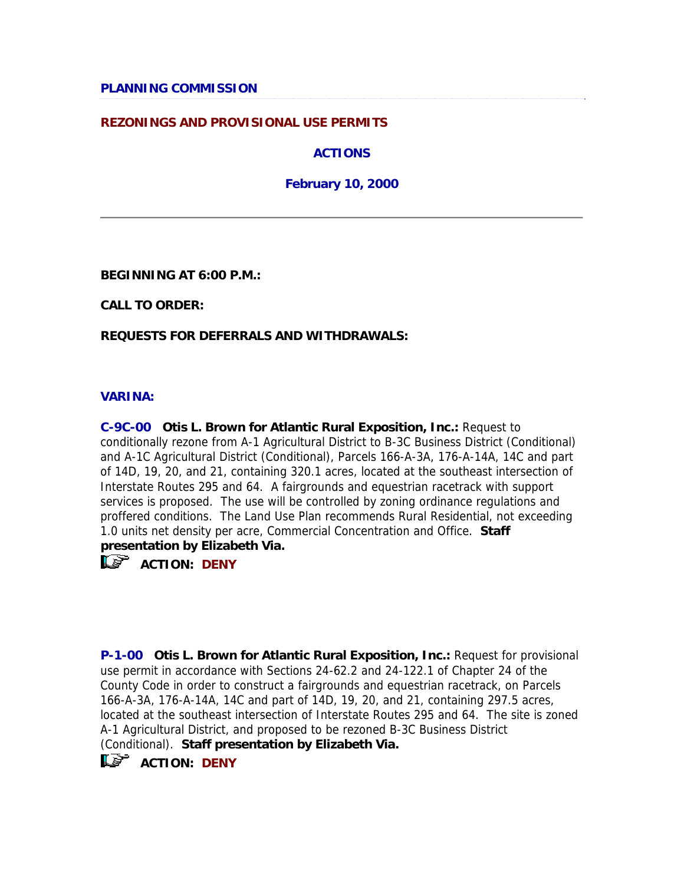**PLANNING COMMISSION**

**REZONINGS AND PROVISIONAL USE PERMITS**

**ACTIONS**

**February 10, 2000**

---

**BEGINNING AT 6:00 P.M.:**

**CALL TO ORDER:**

**REQUESTS FOR DEFERRALS AND WITHDRAWALS:**

**VARINA:**

**C-9C-00** **Otis L. Brown for Atlantic Rural Exposition, Inc.:** Request to conditionally rezone from A-1 Agricultural District to B-3C Business District (Conditional) and A-1C Agricultural District (Conditional), Parcels 166-A-3A, 176-A-14A, 14C and part of 14D, 19, 20, and 21, containing 320.1 acres, located at the southeast intersection of Interstate Routes 295 and 64. A fairgrounds and equestrian racetrack with support services is proposed. The use will be controlled by zoning ordinance regulations and proffered conditions. The Land Use Plan recommends Rural Residential, not exceeding 1.0 units net density per acre, Commercial Concentration and Office. **Staff presentation by Elizabeth Via.**

**ACTION: DENY**

**P-1-00** **Otis L. Brown for Atlantic Rural Exposition, Inc.:** Request for provisional use permit in accordance with Sections 24-62.2 and 24-122.1 of Chapter 24 of the County Code in order to construct a fairgrounds and equestrian racetrack, on Parcels 166-A-3A, 176-A-14A, 14C and part of 14D, 19, 20, and 21, containing 297.5 acres, located at the southeast intersection of Interstate Routes 295 and 64. The site is zoned A-1 Agricultural District, and proposed to be rezoned B-3C Business District (Conditional). **Staff presentation by Elizabeth Via.**

**ACTION: DENY**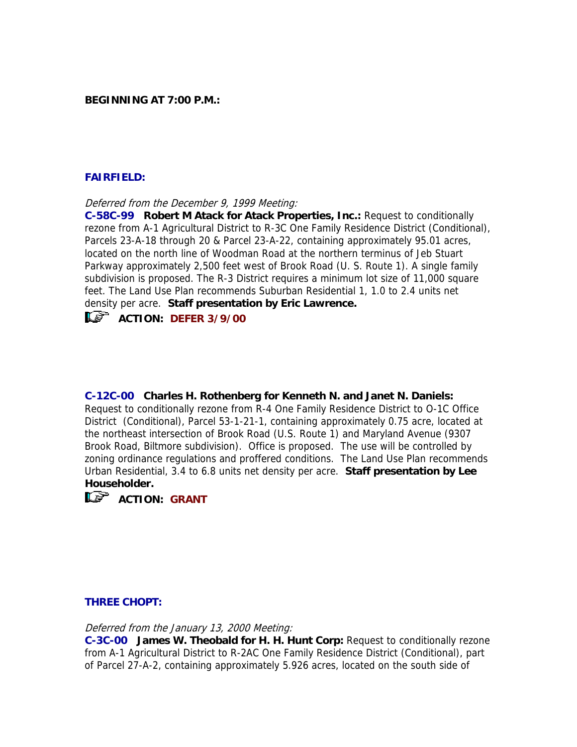**BEGINNING AT 7:00 P.M.:**

**FAIRFIELD:**

*Deferred from the December 9, 1999 Meeting:*

**C-58C-99 Robert M Atack for Atack Properties, Inc.:** Request to conditionally rezone from A-1 Agricultural District to R-3C One Family Residence District (Conditional), Parcels 23-A-18 through 20 & Parcel 23-A-22, containing approximately 95.01 acres, located on the north line of Woodman Road at the northern terminus of Jeb Stuart Parkway approximately 2,500 feet west of Brook Road (U. S. Route 1). A single family subdivision is proposed. The R-3 District requires a minimum lot size of 11,000 square feet. The Land Use Plan recommends Suburban Residential 1, 1.0 to 2.4 units net density per acre. **Staff presentation by Eric Lawrence.**

**ACTION: DEFER 3/9/00**

**C-12C-00 Charles H. Rothenberg for Kenneth N. and Janet N. Daniels:** Request to conditionally rezone from R-4 One Family Residence District to O-1C Office District (Conditional), Parcel 53-1-21-1, containing approximately 0.75 acre, located at the northeast intersection of Brook Road (U.S. Route 1) and Maryland Avenue (9307 Brook Road, Biltmore subdivision). Office is proposed. The use will be controlled by zoning ordinance regulations and proffered conditions. The Land Use Plan recommends Urban Residential, 3.4 to 6.8 units net density per acre. **Staff presentation by Lee Householder.**

**ACTION: GRANT**

**THREE CHOPT:**

*Deferred from the January 13, 2000 Meeting:*

**C-3C-00 James W. Theobald for H. H. Hunt Corp:** Request to conditionally rezone from A-1 Agricultural District to R-2AC One Family Residence District (Conditional), part of Parcel 27-A-2, containing approximately 5.926 acres, located on the south side of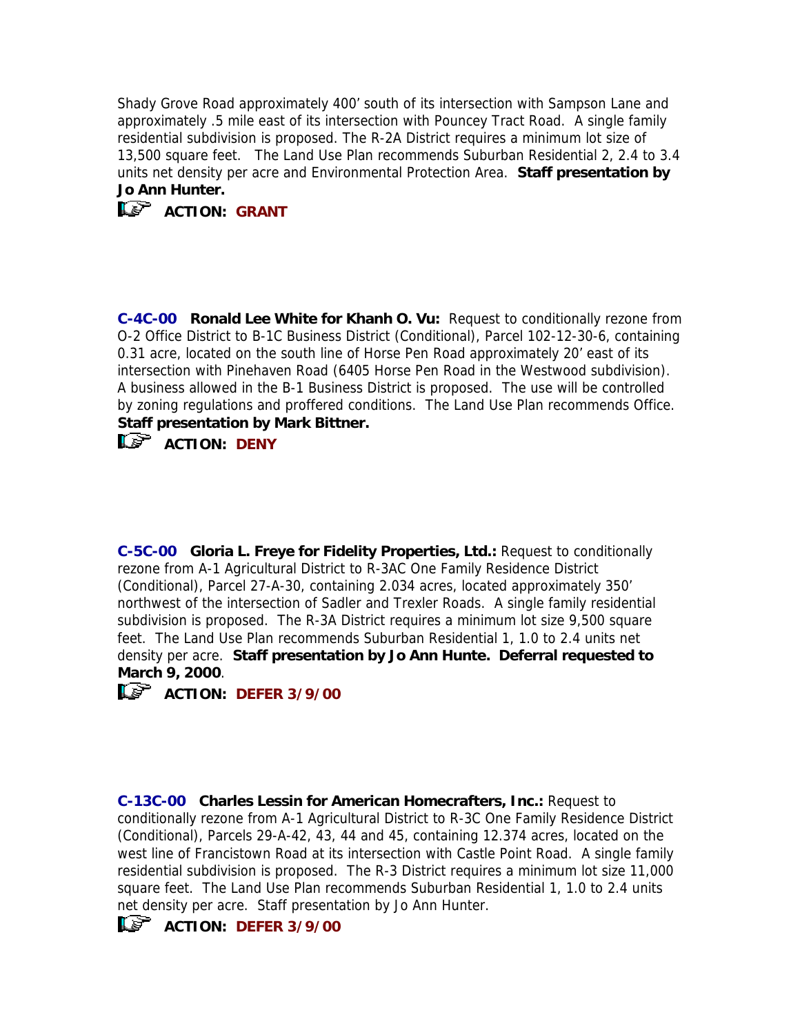Shady Grove Road approximately 400' south of its intersection with Sampson Lane and approximately .5 mile east of its intersection with Pouncey Tract Road. A single family residential subdivision is proposed. The R-2A District requires a minimum lot size of 13,500 square feet. The Land Use Plan recommends Suburban Residential 2, 2.4 to 3.4 units net density per acre and Environmental Protection Area. **Staff presentation by Jo Ann Hunter.**

**ACTION: GRANT**

**C-4C-00 Ronald Lee White for Khanh O. Vu:** Request to conditionally rezone from O-2 Office District to B-1C Business District (Conditional), Parcel 102-12-30-6, containing 0.31 acre, located on the south line of Horse Pen Road approximately 20' east of its intersection with Pinehaven Road (6405 Horse Pen Road in the Westwood subdivision). A business allowed in the B-1 Business District is proposed. The use will be controlled by zoning regulations and proffered conditions. The Land Use Plan recommends Office. **Staff presentation by Mark Bittner.**

**ACTION: DENY**

**C-5C-00 Gloria L. Freye for Fidelity Properties, Ltd.:** Request to conditionally rezone from A-1 Agricultural District to R-3AC One Family Residence District (Conditional), Parcel 27-A-30, containing 2.034 acres, located approximately 350' northwest of the intersection of Sadler and Trexler Roads. A single family residential subdivision is proposed. The R-3A District requires a minimum lot size 9,500 square feet. The Land Use Plan recommends Suburban Residential 1, 1.0 to 2.4 units net density per acre. **Staff presentation by Jo Ann Hunte. Deferral requested to March 9, 2000**.

**ACTION: DEFER 3/9/00**

**C-13C-00 Charles Lessin for American Homecrafters, Inc.:** Request to conditionally rezone from A-1 Agricultural District to R-3C One Family Residence District (Conditional), Parcels 29-A-42, 43, 44 and 45, containing 12.374 acres, located on the west line of Francistown Road at its intersection with Castle Point Road. A single family residential subdivision is proposed. The R-3 District requires a minimum lot size 11,000 square feet. The Land Use Plan recommends Suburban Residential 1, 1.0 to 2.4 units net density per acre. Staff presentation by Jo Ann Hunter.

**ACTION: DEFER 3/9/00**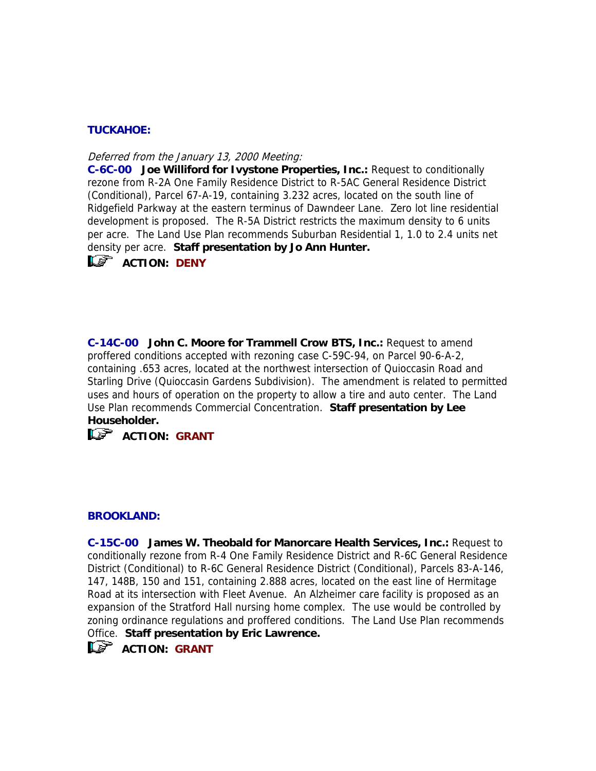## TUCKAHOE:

*Deferred from the January 13, 2000 Meeting:*

**C-6C-00 Joe Williford for Ivystone Properties, Inc.:** Request to conditionally rezone from R-2A One Family Residence District to R-5AC General Residence District (Conditional), Parcel 67-A-19, containing 3.232 acres, located on the south line of Ridgefield Parkway at the eastern terminus of Dawndeer Lane. Zero lot line residential development is proposed. The R-5A District restricts the maximum density to 6 units per acre. The Land Use Plan recommends Suburban Residential 1, 1.0 to 2.4 units net density per acre. **Staff presentation by Jo Ann Hunter.**

☞ **ACTION: DENY**

**C-14C-00 John C. Moore for Trammell Crow BTS, Inc.:** Request to amend proffered conditions accepted with rezoning case C-59C-94, on Parcel 90-6-A-2, containing .653 acres, located at the northwest intersection of Quioccasin Road and Starling Drive (Quioccasin Gardens Subdivision). The amendment is related to permitted uses and hours of operation on the property to allow a tire and auto center. The Land Use Plan recommends Commercial Concentration. **Staff presentation by Lee Householder.**

☞ **ACTION: GRANT**

## BROOKLAND:

**C-15C-00 James W. Theobald for Manorcare Health Services, Inc.:** Request to conditionally rezone from R-4 One Family Residence District and R-6C General Residence District (Conditional) to R-6C General Residence District (Conditional), Parcels 83-A-146, 147, 148B, 150 and 151, containing 2.888 acres, located on the east line of Hermitage Road at its intersection with Fleet Avenue. An Alzheimer care facility is proposed as an expansion of the Stratford Hall nursing home complex. The use would be controlled by zoning ordinance regulations and proffered conditions. The Land Use Plan recommends Office. **Staff presentation by Eric Lawrence.**

☞ **ACTION: GRANT**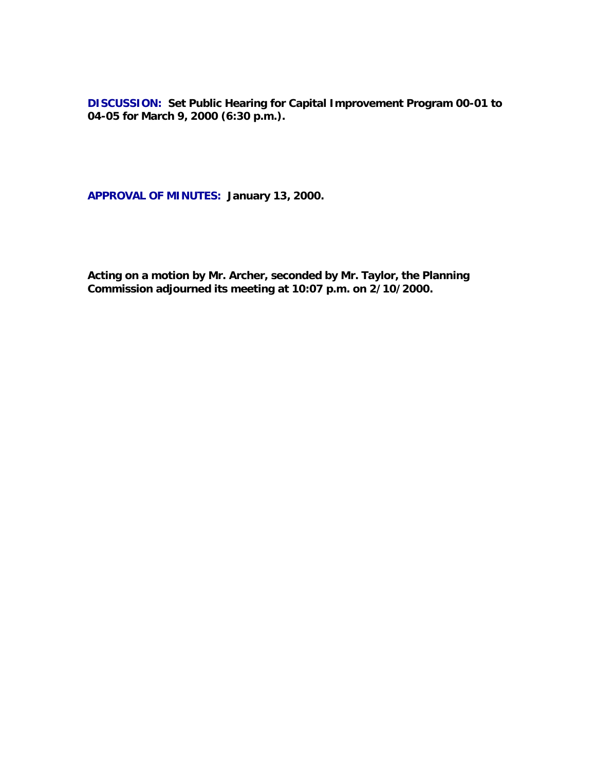**DISCUSSION: Set Public Hearing for Capital Improvement Program 00-01 to 04-05 for March 9, 2000 (6:30 p.m.).**

**APPROVAL OF MINUTES: January 13, 2000.**

**Acting on a motion by Mr. Archer, seconded by Mr. Taylor, the Planning Commission adjourned its meeting at 10:07 p.m. on 2/10/2000.**